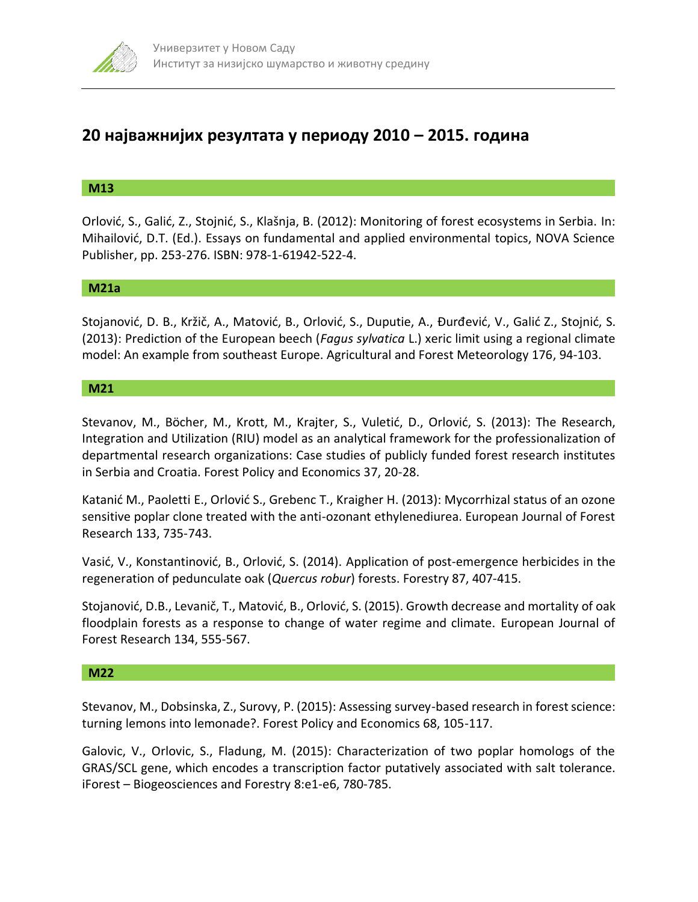# 20 најважнијих резултата у периоду 2010 – 2015. година

## M13

Orlović, S., Galić, Z., Stojnić, S., Klašnja, B. (2012): Monitoring of forest ecosystems in Serbia. In: Mihailović, D.T. (Ed.). Essays on fundamental and applied environmental topics, NOVA Science Publisher, pp. 253-276. ISBN: 978-1-61942-522-4.

## M21a

Stojanović, D. B., Kržič, A., Matović, B., Orlović, S., Duputie, A., Đurđević, V., Galić Z., Stojnić, S. (2013): Prediction of the European beech (*Fagus sylvatica* L.) xeric limit using a regional climate model: An example from southeast Europe. Agricultural and Forest Meteorology 176, 94-103.

## M21

Stevanov, M., Böcher, M., Krott, M., Krajter, S., Vuletić, D., Orlović, S. (2013): The Research, Integration and Utilization (RIU) model as an analytical framework for the professionalization of departmental research organizations: Case studies of publicly funded forest research institutes in Serbia and Croatia. Forest Policy and Economics 37, 20-28.

Katanić M., Paoletti E., Orlović S., Grebenc T., Kraigher H. (2013): Mycorrhizal status of an ozone sensitive poplar clone treated with the anti-ozonant ethylenediurea. European Journal of Forest Research 133, 735-743.

Vasić, V., Konstantinović, B., Orlović, S. (2014). Application of post-emergence herbicides in the regeneration of pedunculate oak (*Quercus robur*) forests. Forestry 87, 407-415.

Stojanović, D.B., Levanič, T., Matović, B., Orlović, S. (2015). Growth decrease and mortality of oak floodplain forests as a response to change of water regime and climate. European Journal of Forest Research 134, 555-567.

## M22

Stevanov, M., Dobsinska, Z., Surovy, P. (2015): Assessing survey-based research in forest science: turning lemons into lemonade?. Forest Policy and Economics 68, 105-117.

Galovic, V., Orlovic, S., Fladung, M. (2015): Characterization of two poplar homologs of the GRAS/SCL gene, which encodes a transcription factor putatively associated with salt tolerance. iForest – Biogeosciences and Forestry 8:e1-e6, 780-785.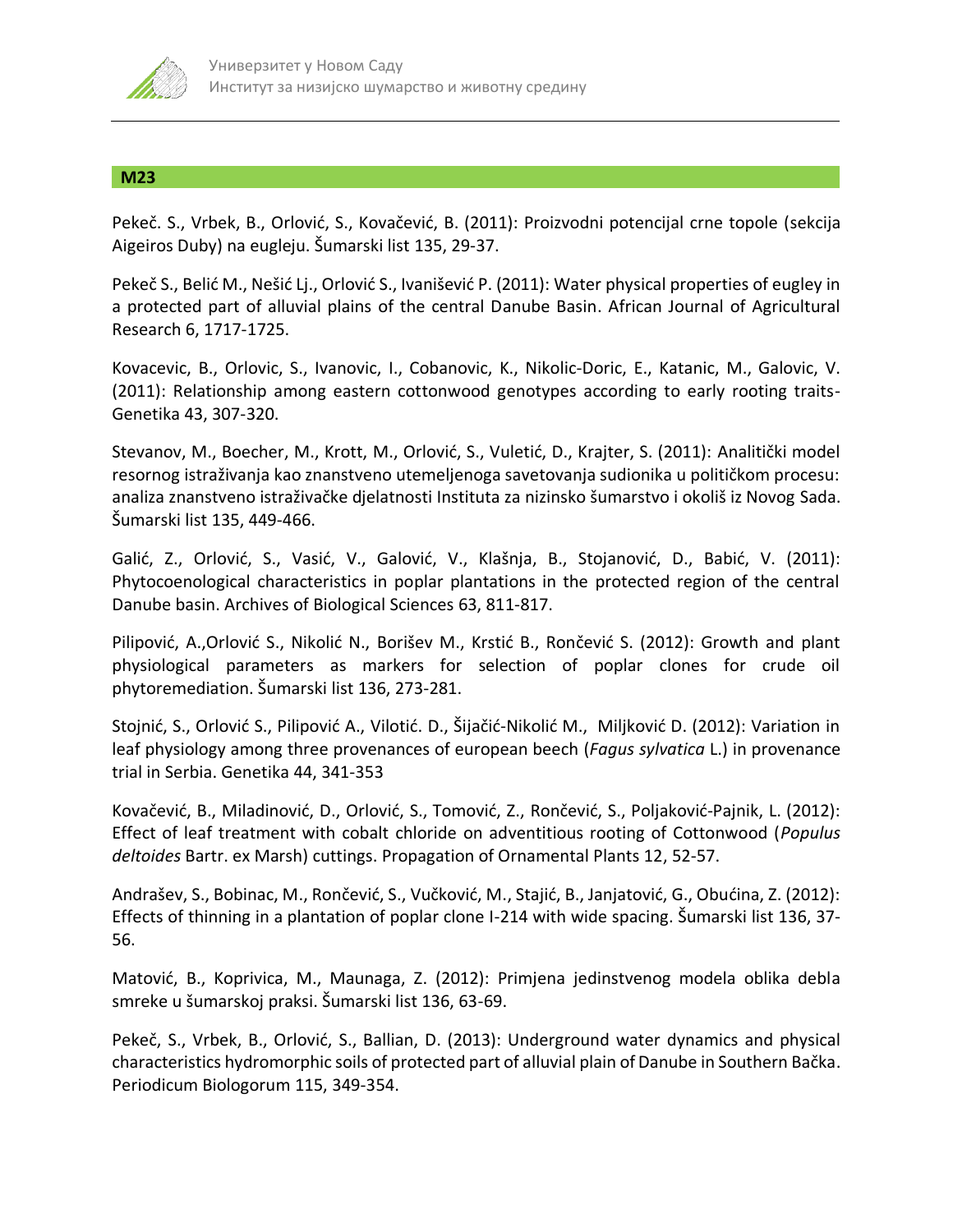## M23

Pekeč. S., Vrbek, B., Orlović, S., Kovačević, B. (2011): Proizvodni potencijal crne topole (sekcija Aigeiros Duby) na eugleju. Šumarski list 135, 29-37.

Pekeč S., Belić M., Nešić Lj., Orlović S., Ivanišević P. (2011): Water physical properties of eugley in a protected part of alluvial plains of the central Danube Basin. African Journal of Agricultural Research 6, 1717-1725.

Kovacevic, B., Orlovic, S., Ivanovic, I., Cobanovic, K., Nikolic-Doric, E., Katanic, M., Galovic, V. (2011): Relationship among eastern cottonwood genotypes according to early rooting traits-Genetika 43, 307-320.

Stevanov, M., Boecher, M., Krott, M., Orlović, S., Vuletić, D., Krajter, S. (2011): Analitički model resornog istraživanja kao znanstveno utemeljenoga savetovanja sudionika u političkom procesu: analiza znanstveno istraživačke djelatnosti Instituta za nizinsko šumarstvo i okoliš iz Novog Sada. Šumarski list 135, 449-466.

Galić, Z., Orlović, S., Vasić, V., Galović, V., Klašnja, B., Stojanović, D., Babić, V. (2011): Phytocoenological characteristics in poplar plantations in the protected region of the central Danube basin. Archives of Biological Sciences 63, 811-817.

Pilipović, A.,Orlović S., Nikolić N., Borišev M., Krstić B., Rončević S. (2012): Growth and plant physiological parameters as markers for selection of poplar clones for crude oil phytoremediation. Šumarski list 136, 273-281.

Stojnić, S., Orlović S., Pilipović A., Vilotić. D., Šijačić-Nikolić M., Miljković D. (2012): Variation in leaf physiology among three provenances of european beech (*Fagus sylvatica* L.) in provenance trial in Serbia. Genetika 44, 341-353

Kovačević, B., Miladinović, D., Orlović, S., Tomović, Z., Rončević, S., Poljaković-Pajnik, L. (2012): Effect of leaf treatment with cobalt chloride on adventitious rooting of Cottonwood (*Populus deltoides* Bartr. ex Marsh) cuttings. Propagation of Ornamental Plants 12, 52-57.

Andrašev, S., Bobinac, M., Rončević, S., Vučković, M., Stajić, B., Janjatović, G., Obućina, Z. (2012): Effects of thinning in a plantation of poplar clone I-214 with wide spacing. Šumarski list 136, 37-56.

Matović, B., Koprivica, M., Maunaga, Z. (2012): Primjena jedinstvenog modela oblika debla smreke u šumarskoj praksi. Šumarski list 136, 63-69.

Pekeč, S., Vrbek, B., Orlović, S., Ballian, D. (2013): Underground water dynamics and physical characteristics hydromorphic soils of protected part of alluvial plain of Danube in Southern Bačka. Periodicum Biologorum 115, 349-354.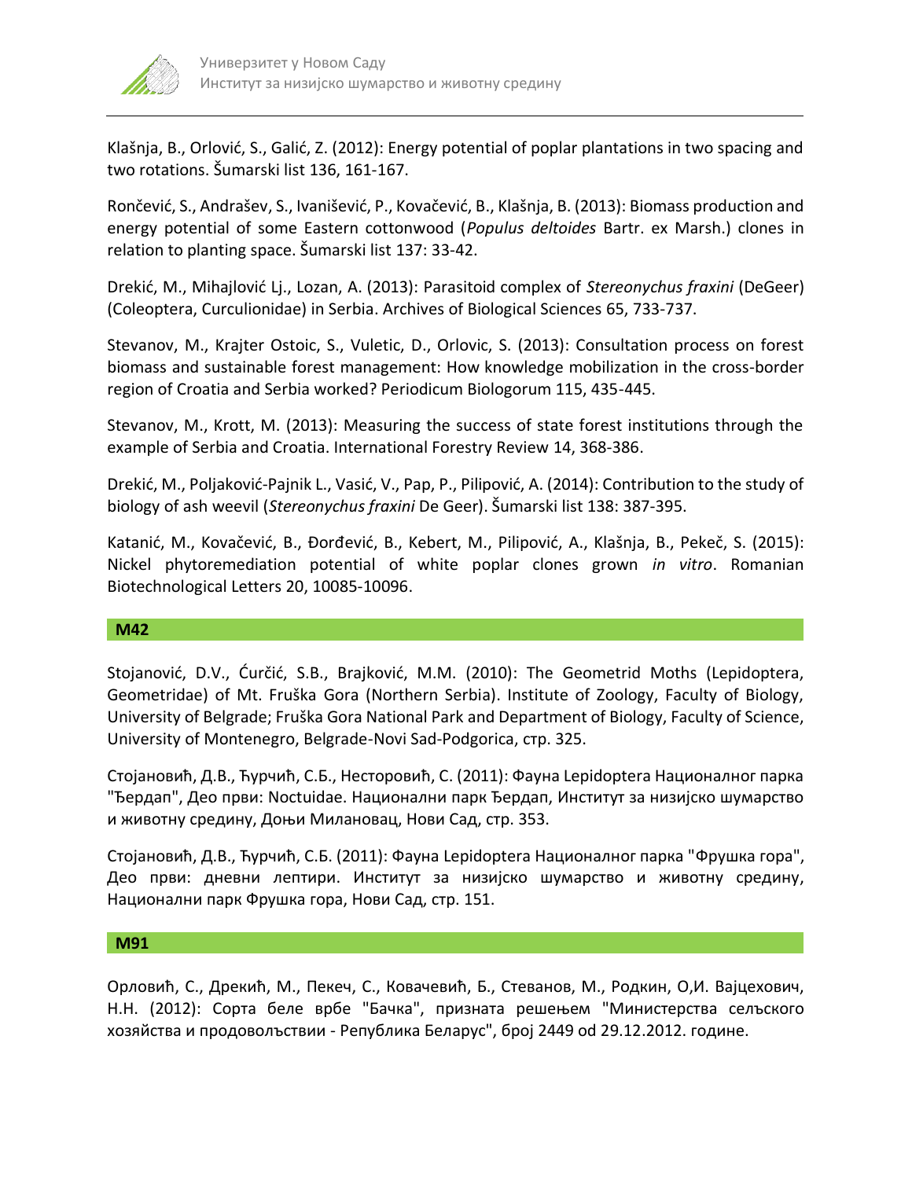Klašnja, B., Orlović, S., Galić, Z. (2012): Energy potential of poplar plantations in two spacing and two rotations. Šumarski list 136, 161-167.

Rončević, S., Andrašev, S., Ivanišević, P., Kovačević, B., Klašnja, B. (2013): Biomass production and energy potential of some Eastern cottonwood (*Populus deltoides* Bartr. ex Marsh.) clones in relation to planting space. Šumarski list 137: 33-42.

Drekić, M., Mihajlović Lj., Lozan, A. (2013): Parasitoid complex of *Stereonychus fraxini* (DeGeer) (Coleoptera, Curculionidae) in Serbia. Archives of Biological Sciences 65, 733-737.

Stevanov, M., Krajter Ostoic, S., Vuletic, D., Orlovic, S. (2013): Consultation process on forest biomass and sustainable forest management: How knowledge mobilization in the cross-border region of Croatia and Serbia worked? Periodicum Biologorum 115, 435-445.

Stevanov, M., Krott, M. (2013): Measuring the success of state forest institutions through the example of Serbia and Croatia. International Forestry Review 14, 368-386.

Drekić, M., Poljaković-Pajnik L., Vasić, V., Pap, P., Pilipović, A. (2014): Contribution to the study of biology of ash weevil (*Stereonychus fraxini* De Geer). Šumarski list 138: 387-395.

Katanić, M., Kovačević, B., Đorđević, B., Kebert, M., Pilipović, A., Klašnja, B., Pekeč, S. (2015): Nickel phytoremediation potential of white poplar clones grown *in vitro*. Romanian Biotechnological Letters 20, 10085-10096.

## M42

Stojanović, D.V., Ćurčić, S.B., Brajković, M.M. (2010): The Geometrid Moths (Lepidoptera, Geometridae) of Mt. Fruška Gora (Northern Serbia). Institute of Zoology, Faculty of Biology, University of Belgrade; Fruška Gora National Park and Department of Biology, Faculty of Science, University of Montenegro, Belgrade-Novi Sad-Podgorica, стр. 325.

Стојановић, Д.В., Ћурчић, С.Б., Несторовић, С. (2011): Фауна Lepidoptera Националног парка "Ђердап", Део први: Noctuidae. Национални парк Ђердап, Институт за низијско шумарство и животну средину, Доњи Милановац, Нови Сад, стр. 353.

Стојановић, Д.В., Ћурчић, С.Б. (2011): Фауна Lepidoptera Националног парка "Фрушка гора", Део први: дневни лептири. Институт за низијско шумарство и животну средину, Национални парк Фрушка гора, Нови Сад, стр. 151.

## M91

Орловић, С., Дрекић, М., Пекеч, С., Ковачевић, Б., Стеванов, М., Родкин, О,И. Вајцехович, Н.Н. (2012): Сорта беле врбе "Бачка", призната решењем "Министерства селъского хозяйства и продоволъствии - Републикa Беларус", број 2449 od 29.12.2012. године.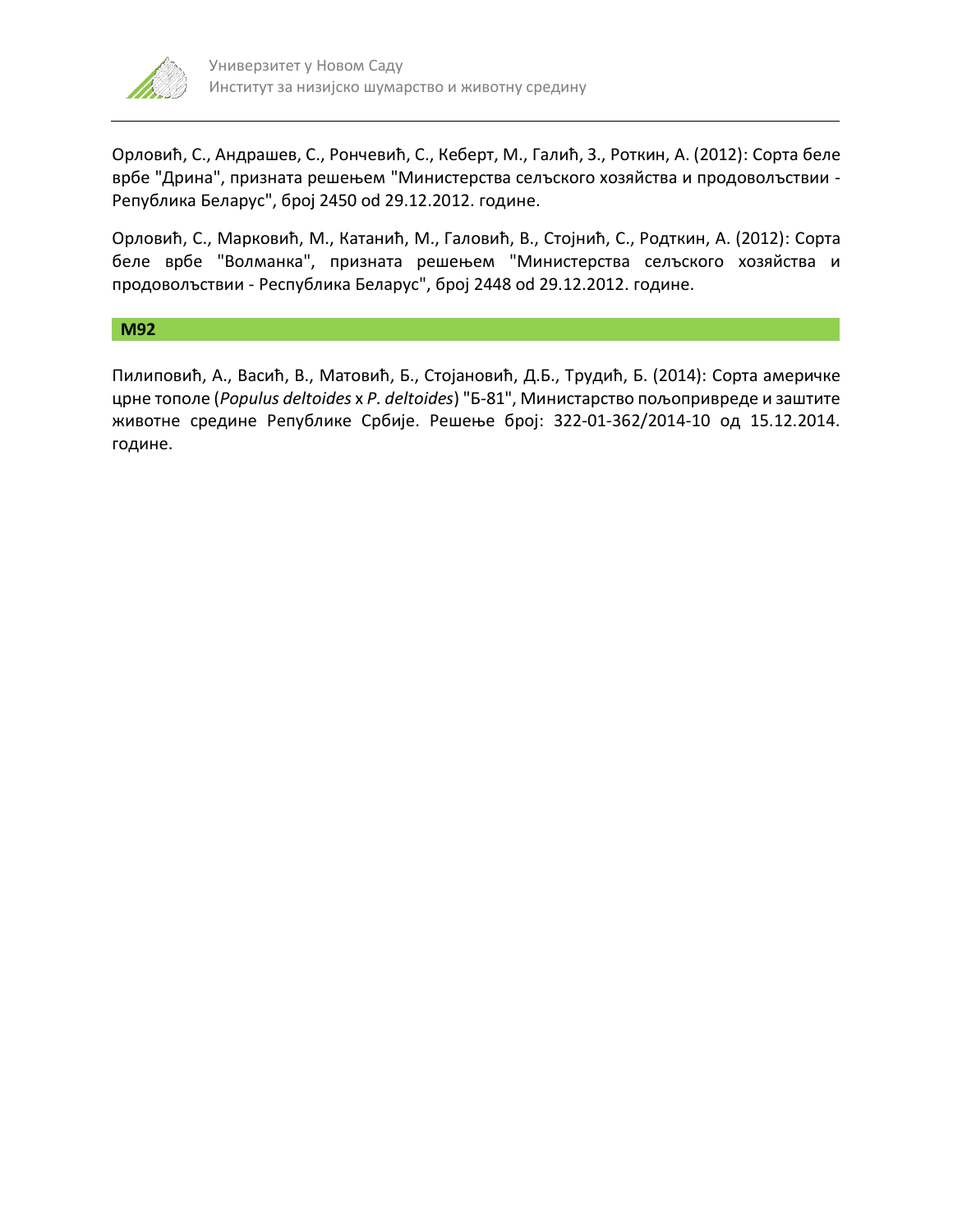Орловић, С., Андрашев, С., Рончевић, С., Кеберт, М., Галић, З., Роткин, А. (2012): Сорта беле врбе "Дрина", призната решењем "Министерства селъского хозяйства и продоволъствии - Република Беларус", број 2450 od 29.12.2012. године.

Орловић, С., Марковић, М., Катанић, М., Галовић, В., Стојнић, С., Родткин, А. (2012): Сорта беле врбе "Волманка", призната решењем "Министерства селъского хозяйства и продоволъствии - Республика Беларус", број 2448 od 29.12.2012. године.

**M92**

Пилиповић, А., Васић, В., Матовић, Б., Стојановић, Д.Б., Трудић, Б. (2014): Сорта америчке црне тополе (*Populus deltoides* x *P. deltoides*) "Б-81", Министарство пољопривреде и заштите животне средине Републике Србије. Решење број: 322-01-362/2014-10 од 15.12.2014. године.